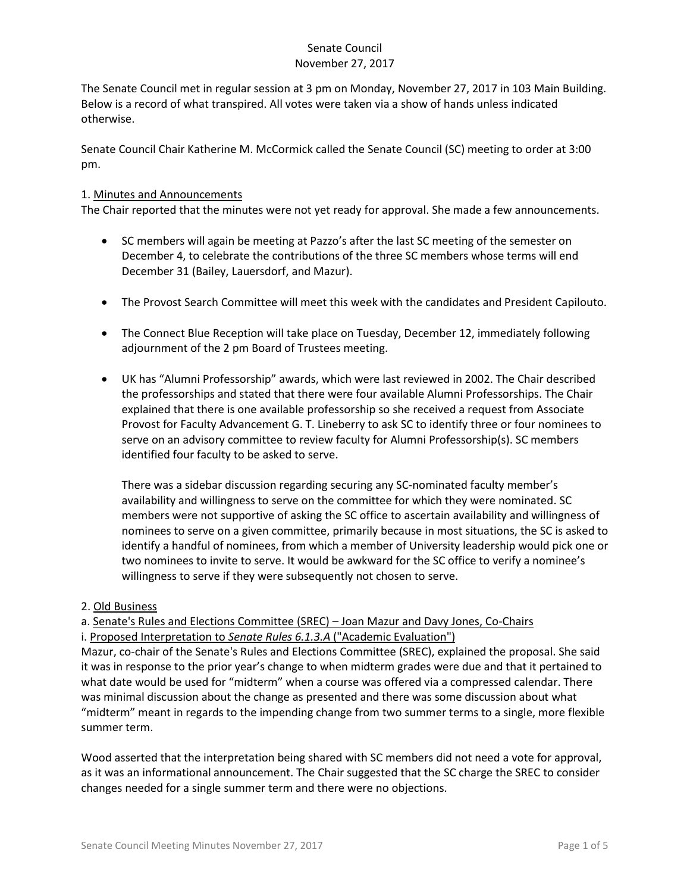# Senate Council
## November 27, 2017

The Senate Council met in regular session at 3 pm on Monday, November 27, 2017 in 103 Main Building. Below is a record of what transpired. All votes were taken via a show of hands unless indicated otherwise.

Senate Council Chair Katherine M. McCormick called the Senate Council (SC) meeting to order at 3:00 pm.

1. Minutes and Announcements

The Chair reported that the minutes were not yet ready for approval. She made a few announcements.

- SC members will again be meeting at Pazzo's after the last SC meeting of the semester on December 4, to celebrate the contributions of the three SC members whose terms will end December 31 (Bailey, Lauersdorf, and Mazur).

- The Provost Search Committee will meet this week with the candidates and President Capilouto.

- The Connect Blue Reception will take place on Tuesday, December 12, immediately following adjournment of the 2 pm Board of Trustees meeting.

- UK has "Alumni Professorship" awards, which were last reviewed in 2002. The Chair described the professorships and stated that there were four available Alumni Professorships. The Chair explained that there is one available professorship so she received a request from Associate Provost for Faculty Advancement G. T. Lineberry to ask SC to identify three or four nominees to serve on an advisory committee to review faculty for Alumni Professorship(s). SC members identified four faculty to be asked to serve.

  There was a sidebar discussion regarding securing any SC-nominated faculty member's availability and willingness to serve on the committee for which they were nominated. SC members were not supportive of asking the SC office to ascertain availability and willingness of nominees to serve on a given committee, primarily because in most situations, the SC is asked to identify a handful of nominees, from which a member of University leadership would pick one or two nominees to invite to serve. It would be awkward for the SC office to verify a nominee's willingness to serve if they were subsequently not chosen to serve.

2. Old Business

a. Senate's Rules and Elections Committee (SREC) – Joan Mazur and Davy Jones, Co-Chairs

i. Proposed Interpretation to *Senate Rules 6.1.3.A* ("Academic Evaluation")

Mazur, co-chair of the Senate's Rules and Elections Committee (SREC), explained the proposal. She said it was in response to the prior year's change to when midterm grades were due and that it pertained to what date would be used for "midterm" when a course was offered via a compressed calendar. There was minimal discussion about the change as presented and there was some discussion about what "midterm" meant in regards to the impending change from two summer terms to a single, more flexible summer term.

Wood asserted that the interpretation being shared with SC members did not need a vote for approval, as it was an informational announcement. The Chair suggested that the SC charge the SREC to consider changes needed for a single summer term and there were no objections.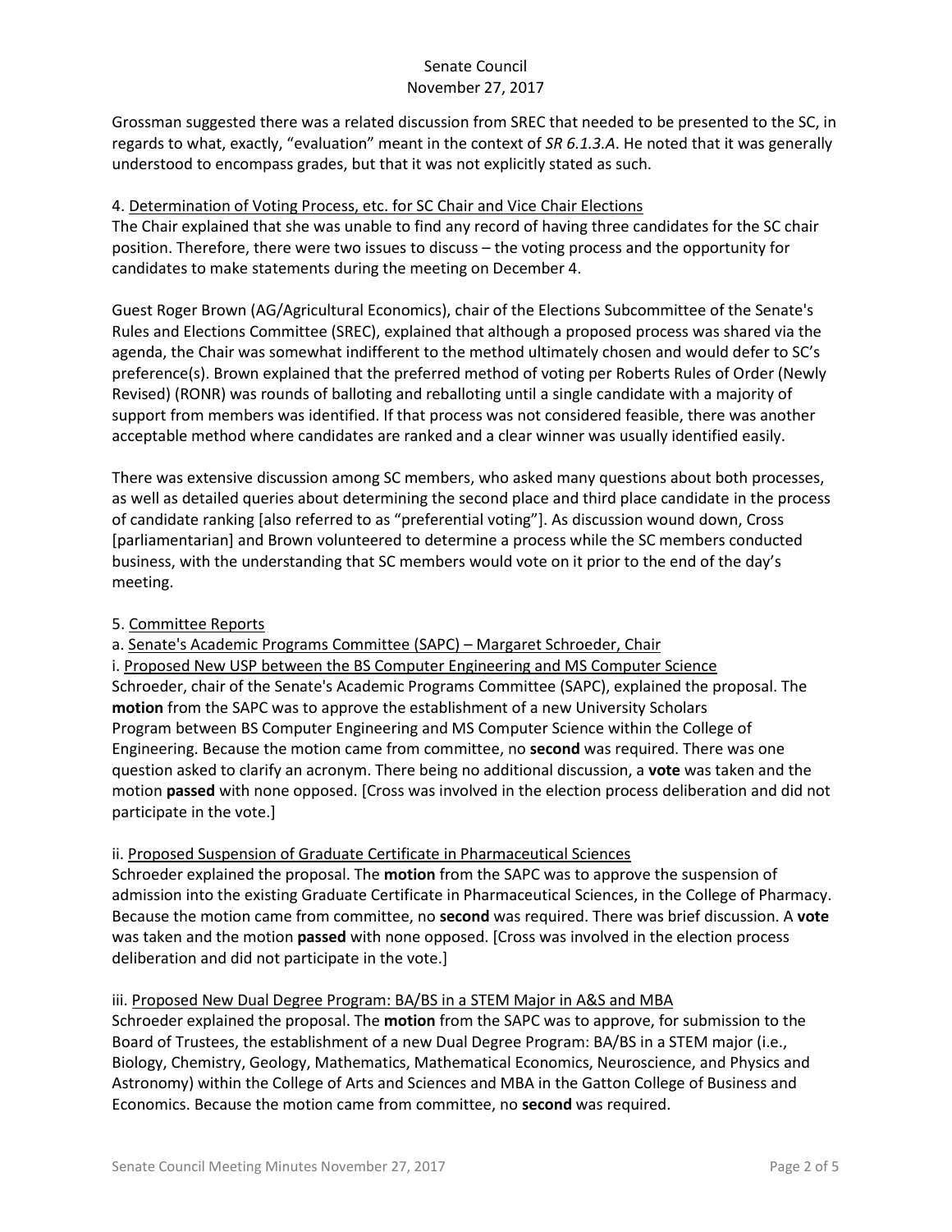Grossman suggested there was a related discussion from SREC that needed to be presented to the SC, in regards to what, exactly, "evaluation" meant in the context of *SR 6.1.3.A*. He noted that it was generally understood to encompass grades, but that it was not explicitly stated as such.

4. Determination of Voting Process, etc. for SC Chair and Vice Chair Elections

The Chair explained that she was unable to find any record of having three candidates for the SC chair position. Therefore, there were two issues to discuss – the voting process and the opportunity for candidates to make statements during the meeting on December 4.

Guest Roger Brown (AG/Agricultural Economics), chair of the Elections Subcommittee of the Senate's Rules and Elections Committee (SREC), explained that although a proposed process was shared via the agenda, the Chair was somewhat indifferent to the method ultimately chosen and would defer to SC's preference(s). Brown explained that the preferred method of voting per Roberts Rules of Order (Newly Revised) (RONR) was rounds of balloting and reballoting until a single candidate with a majority of support from members was identified. If that process was not considered feasible, there was another acceptable method where candidates are ranked and a clear winner was usually identified easily.

There was extensive discussion among SC members, who asked many questions about both processes, as well as detailed queries about determining the second place and third place candidate in the process of candidate ranking [also referred to as "preferential voting"]. As discussion wound down, Cross [parliamentarian] and Brown volunteered to determine a process while the SC members conducted business, with the understanding that SC members would vote on it prior to the end of the day's meeting.

5. Committee Reports

a. Senate's Academic Programs Committee (SAPC) – Margaret Schroeder, Chair

i. Proposed New USP between the BS Computer Engineering and MS Computer Science

Schroeder, chair of the Senate's Academic Programs Committee (SAPC), explained the proposal. The **motion** from the SAPC was to approve the establishment of a new University Scholars Program between BS Computer Engineering and MS Computer Science within the College of Engineering. Because the motion came from committee, no **second** was required. There was one question asked to clarify an acronym. There being no additional discussion, a **vote** was taken and the motion **passed** with none opposed. [Cross was involved in the election process deliberation and did not participate in the vote.]

ii. Proposed Suspension of Graduate Certificate in Pharmaceutical Sciences

Schroeder explained the proposal. The **motion** from the SAPC was to approve the suspension of admission into the existing Graduate Certificate in Pharmaceutical Sciences, in the College of Pharmacy. Because the motion came from committee, no **second** was required. There was brief discussion. A **vote** was taken and the motion **passed** with none opposed. [Cross was involved in the election process deliberation and did not participate in the vote.]

iii. Proposed New Dual Degree Program: BA/BS in a STEM Major in A&S and MBA

Schroeder explained the proposal. The **motion** from the SAPC was to approve, for submission to the Board of Trustees, the establishment of a new Dual Degree Program: BA/BS in a STEM major (i.e., Biology, Chemistry, Geology, Mathematics, Mathematical Economics, Neuroscience, and Physics and Astronomy) within the College of Arts and Sciences and MBA in the Gatton College of Business and Economics. Because the motion came from committee, no **second** was required.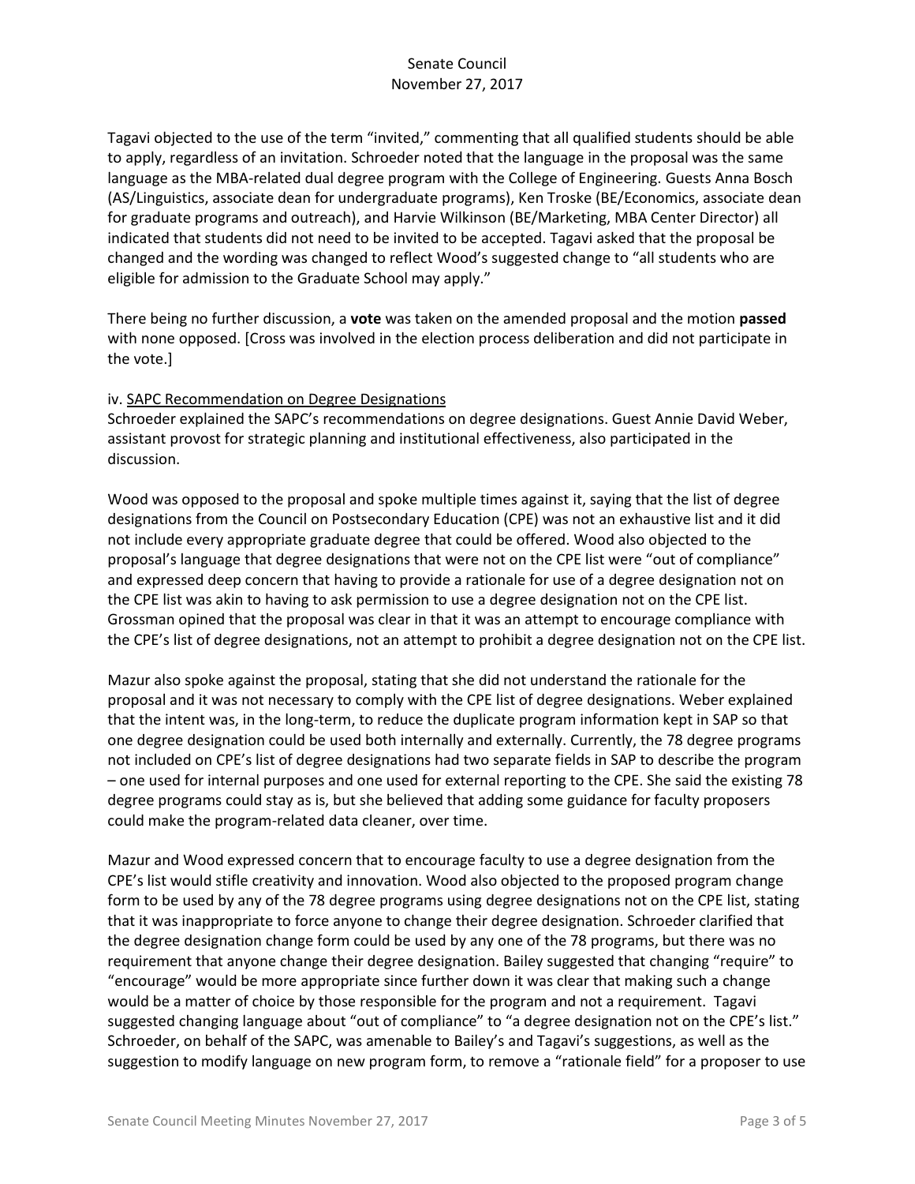Tagavi objected to the use of the term "invited," commenting that all qualified students should be able to apply, regardless of an invitation. Schroeder noted that the language in the proposal was the same language as the MBA-related dual degree program with the College of Engineering. Guests Anna Bosch (AS/Linguistics, associate dean for undergraduate programs), Ken Troske (BE/Economics, associate dean for graduate programs and outreach), and Harvie Wilkinson (BE/Marketing, MBA Center Director) all indicated that students did not need to be invited to be accepted. Tagavi asked that the proposal be changed and the wording was changed to reflect Wood's suggested change to "all students who are eligible for admission to the Graduate School may apply."

There being no further discussion, a **vote** was taken on the amended proposal and the motion **passed** with none opposed. [Cross was involved in the election process deliberation and did not participate in the vote.]

iv. SAPC Recommendation on Degree Designations

Schroeder explained the SAPC's recommendations on degree designations. Guest Annie David Weber, assistant provost for strategic planning and institutional effectiveness, also participated in the discussion.

Wood was opposed to the proposal and spoke multiple times against it, saying that the list of degree designations from the Council on Postsecondary Education (CPE) was not an exhaustive list and it did not include every appropriate graduate degree that could be offered. Wood also objected to the proposal's language that degree designations that were not on the CPE list were "out of compliance" and expressed deep concern that having to provide a rationale for use of a degree designation not on the CPE list was akin to having to ask permission to use a degree designation not on the CPE list. Grossman opined that the proposal was clear in that it was an attempt to encourage compliance with the CPE's list of degree designations, not an attempt to prohibit a degree designation not on the CPE list.

Mazur also spoke against the proposal, stating that she did not understand the rationale for the proposal and it was not necessary to comply with the CPE list of degree designations. Weber explained that the intent was, in the long-term, to reduce the duplicate program information kept in SAP so that one degree designation could be used both internally and externally. Currently, the 78 degree programs not included on CPE's list of degree designations had two separate fields in SAP to describe the program – one used for internal purposes and one used for external reporting to the CPE. She said the existing 78 degree programs could stay as is, but she believed that adding some guidance for faculty proposers could make the program-related data cleaner, over time.

Mazur and Wood expressed concern that to encourage faculty to use a degree designation from the CPE's list would stifle creativity and innovation. Wood also objected to the proposed program change form to be used by any of the 78 degree programs using degree designations not on the CPE list, stating that it was inappropriate to force anyone to change their degree designation. Schroeder clarified that the degree designation change form could be used by any one of the 78 programs, but there was no requirement that anyone change their degree designation. Bailey suggested that changing "require" to "encourage" would be more appropriate since further down it was clear that making such a change would be a matter of choice by those responsible for the program and not a requirement. Tagavi suggested changing language about "out of compliance" to "a degree designation not on the CPE's list." Schroeder, on behalf of the SAPC, was amenable to Bailey's and Tagavi's suggestions, as well as the suggestion to modify language on new program form, to remove a "rationale field" for a proposer to use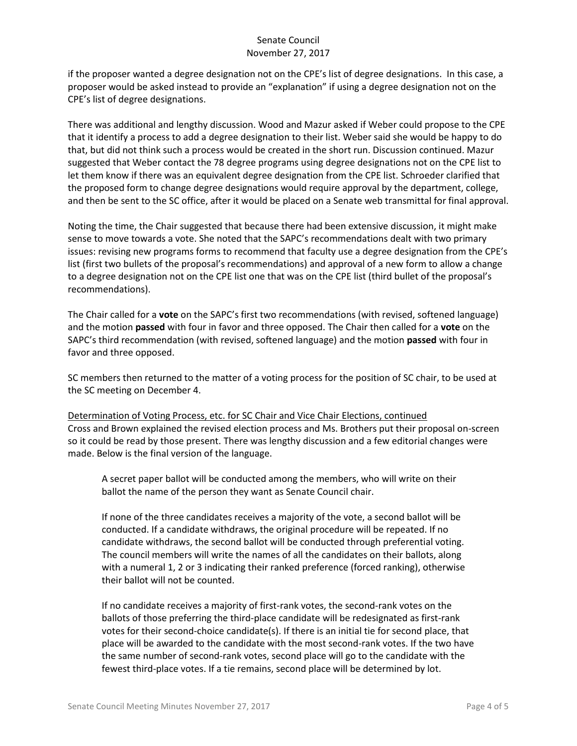if the proposer wanted a degree designation not on the CPE's list of degree designations. In this case, a proposer would be asked instead to provide an "explanation" if using a degree designation not on the CPE's list of degree designations.

There was additional and lengthy discussion. Wood and Mazur asked if Weber could propose to the CPE that it identify a process to add a degree designation to their list. Weber said she would be happy to do that, but did not think such a process would be created in the short run. Discussion continued. Mazur suggested that Weber contact the 78 degree programs using degree designations not on the CPE list to let them know if there was an equivalent degree designation from the CPE list. Schroeder clarified that the proposed form to change degree designations would require approval by the department, college, and then be sent to the SC office, after it would be placed on a Senate web transmittal for final approval.

Noting the time, the Chair suggested that because there had been extensive discussion, it might make sense to move towards a vote. She noted that the SAPC's recommendations dealt with two primary issues: revising new programs forms to recommend that faculty use a degree designation from the CPE's list (first two bullets of the proposal's recommendations) and approval of a new form to allow a change to a degree designation not on the CPE list one that was on the CPE list (third bullet of the proposal's recommendations).

The Chair called for a **vote** on the SAPC's first two recommendations (with revised, softened language) and the motion **passed** with four in favor and three opposed. The Chair then called for a **vote** on the SAPC's third recommendation (with revised, softened language) and the motion **passed** with four in favor and three opposed.

SC members then returned to the matter of a voting process for the position of SC chair, to be used at the SC meeting on December 4.

Determination of Voting Process, etc. for SC Chair and Vice Chair Elections, continued

Cross and Brown explained the revised election process and Ms. Brothers put their proposal on-screen so it could be read by those present. There was lengthy discussion and a few editorial changes were made. Below is the final version of the language.

> A secret paper ballot will be conducted among the members, who will write on their ballot the name of the person they want as Senate Council chair.
>
> If none of the three candidates receives a majority of the vote, a second ballot will be conducted. If a candidate withdraws, the original procedure will be repeated. If no candidate withdraws, the second ballot will be conducted through preferential voting. The council members will write the names of all the candidates on their ballots, along with a numeral 1, 2 or 3 indicating their ranked preference (forced ranking), otherwise their ballot will not be counted.
>
> If no candidate receives a majority of first-rank votes, the second-rank votes on the ballots of those preferring the third-place candidate will be redesignated as first-rank votes for their second-choice candidate(s). If there is an initial tie for second place, that place will be awarded to the candidate with the most second-rank votes. If the two have the same number of second-rank votes, second place will go to the candidate with the fewest third-place votes. If a tie remains, second place will be determined by lot.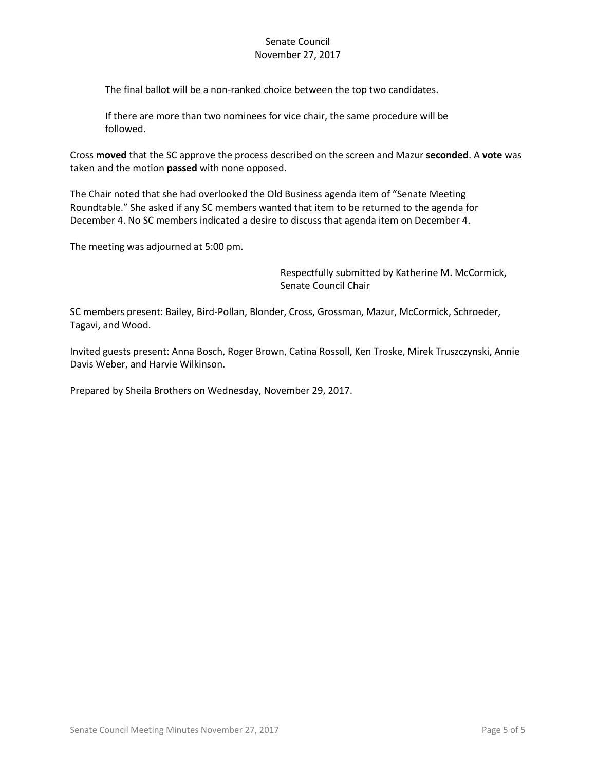The final ballot will be a non-ranked choice between the top two candidates.

If there are more than two nominees for vice chair, the same procedure will be followed.

Cross **moved** that the SC approve the process described on the screen and Mazur **seconded**. A **vote** was taken and the motion **passed** with none opposed.

The Chair noted that she had overlooked the Old Business agenda item of "Senate Meeting Roundtable." She asked if any SC members wanted that item to be returned to the agenda for December 4. No SC members indicated a desire to discuss that agenda item on December 4.

The meeting was adjourned at 5:00 pm.

Respectfully submitted by Katherine M. McCormick,
Senate Council Chair

SC members present: Bailey, Bird-Pollan, Blonder, Cross, Grossman, Mazur, McCormick, Schroeder, Tagavi, and Wood.

Invited guests present: Anna Bosch, Roger Brown, Catina Rossoll, Ken Troske, Mirek Truszczynski, Annie Davis Weber, and Harvie Wilkinson.

Prepared by Sheila Brothers on Wednesday, November 29, 2017.